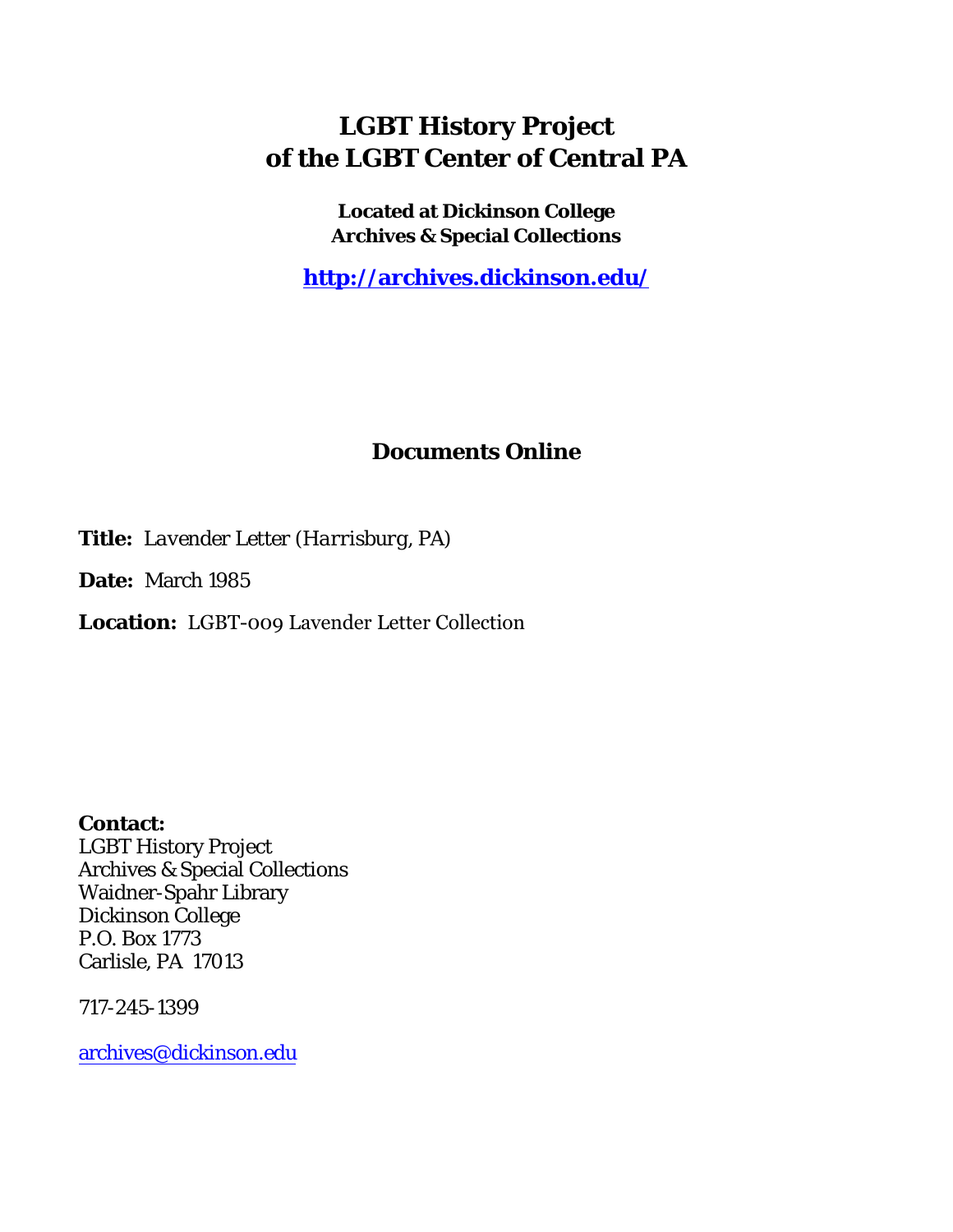# LGBT History Project
# of the LGBT Center of Central PA

**Located at Dickinson College**
**Archives & Special Collections**

**http://archives.dickinson.edu/**

## Documents Online

**Title:** *Lavender Letter (Harrisburg, PA)*

**Date:** March 1985

**Location:** LGBT-009 Lavender Letter Collection

**Contact:**
LGBT History Project
Archives & Special Collections
Waidner-Spahr Library
Dickinson College
P.O. Box 1773
Carlisle, PA 17013

717-245-1399

archives@dickinson.edu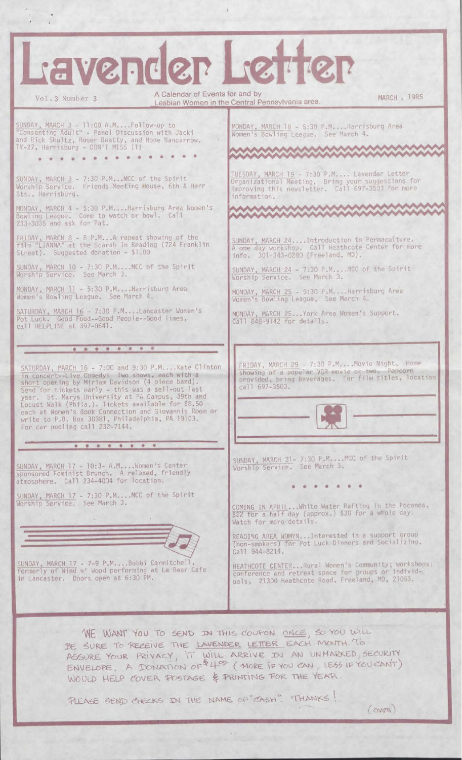# Lavender Letter

Vol. 3 Number 3

A Calendar of Events for and by Lesbian Women in the Central Pennsylvania area.

MARCH, 1985

SUNDAY, MARCH 3 - 11:00 A.M....Follow-up to "Consenting Adult" - Panel Discussion with Jacki and Rick Shultz, Roger Beatty, and Hope Nancarrow. TV-27, Harrisburg - DON'T MISS IT!

SUNDAY, MARCH 3 - 7:30 P.M...MCC of the Spirit Worship Service. Friends Meeting House, 6th & Herr Sts., Harrisburg.

MONDAY, MARCH 4 - 5:30 P.M....Harrisburg Area Women's Bowling League. Come to watch or bowl. Call 233-3035 and ask for Pat.

FRIDAY, MARCH 8 - 8 P.M...A repeat showing of the film "LIANNA" at the Scarab in Reading (724 Franklin Street). Suggested donation - $1.00

SUNDAY, MARCH 10 - 7:30 P.M....MCC of the Spirit Worship Service. See March 3.

MONDAY, MARCH 11 - 5:30 P.M....Harrisburg Area Women's Bowling League. See March 4.

SATURDAY, MARCH 16 - 7:30 P.M....Lancaster Women's Pot Luck. Good Food--Good People--Good Times, call HELPLINE at 397-0641.

SATURDAY, MARCH 16 - 7:00 and 9:30 P.M....Kate Clinton in concert--Live Comedy! Two shows, each with a short opening by Miriam Davidson (4 piece band). Send for tickets early - this was a sell-out last year. St. Marys University at PA Campus, 39th and Locust Walk (Phila.). Tickets available for $8.50 each at Women's Book Connection and Giovannis Room or write to P.O. Box 30381, Philadelphia, PA 19103. For car pooling call 232-7144.

SUNDAY, MARCH 17 - 10:3- A.M....Women's Center sponsored Feminist Brunch. A relaxed, friendly atmosphere. Call 234-4004 for location.

SUNDAY, MARCH 17 - 7:30 P.M....MCC of the Spirit Worship Service. See March 3.

SUNDAY, MARCH 17 - 7-9 P.M....Bobbi Carmitchell, formerly of Wind n' Wood performing at La Bear Cafe in Lancaster. Doors open at 6:30 PM.

MONDAY, MARCH 18 - 5:30 P.M....Harrisburg Area Women's Bowling League. See March 4.

TUESDAY, MARCH 19 - 7:30 P.M.... Lavender Letter Organizational Meeting. Bring your suggestions for improving this newsletter. Call 697-3503 for more information.

SUNDAY, MARCH 24....Introduction to Permaculture. A one day workshop. Call Heathcote Center for more info. 301-343-0280 (Freeland, MD).

SUNDAY, MARCH 24 - 7:30 P.M....MCC of the Spirit Worship Service. See March 3.

MONDAY, MARCH 25 - 5:30 P.M....Harrisburg Area Women's Bowling League, See March 4.

MONDAY, MARCH 25...York Area Women's Support. Call 848-9142 for details.

FRIDAY, MARCH 29 - 7:30 P.M....Movie Night. Home showing of a popular VCR movie or two. Popcorn provided, bring beverages. For film titles, location call 697-3503.

SUNDAY, MARCH 31- 7:30 P.M....MCC of the Spirit Worship Service. See March 3.

COMING IN APRIL...White Water Rafting in the Poconos, $22 for a half day (approx.) $30 for a whole day. Watch for more details.

READING AREA WOMYN...Interested in a support group (non-smokers) for Pot Luck Dinners and Socializing. Call 944-8214.

HEATHCOTE CENTER...Rural Women's Community; workshops; conference and retreat space for groups or individuals, 21300 Heathcote Road, Freeland, MD, 21053.

WE WANT YOU TO SEND IN THIS COUPON ONCE, SO YOU WILL BE SURE TO RECEIVE THE LAVENDER LETTER EACH MONTH. TO ASSURE YOUR PRIVACY, IT WILL ARRIVE IN AN UNMARKED, SECURITY ENVELOPE. A DONATION OF $4.50 (MORE IF YOU CAN, LESS IF YOU CAN'T) WOULD HELP COVER POSTAGE & PRINTING FOR THE YEAR.

PLEASE SEND CHECKS IN THE NAME OF "CASH". THANKS!

(OVER)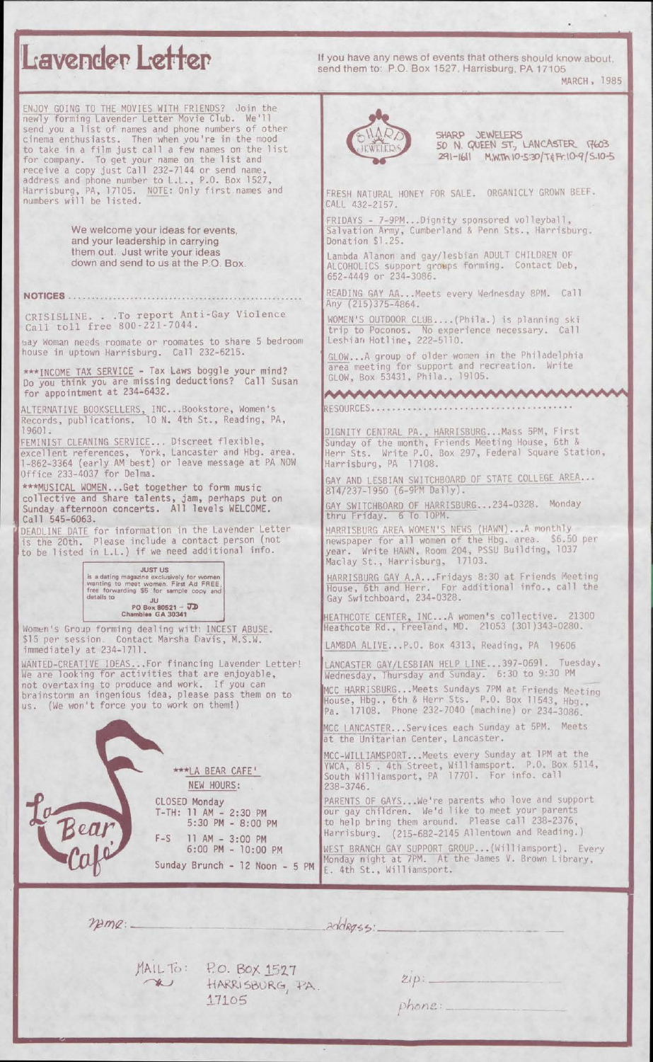# Lavender Letter

If you have any news of events that others should know about, send them to: P.O. Box 1527, Harrisburg, PA 17105

MARCH, 1985

ENJOY GOING TO THE MOVIES WITH FRIENDS? Join the newly forming Lavender Letter Movie Club. We'll send you a list of names and phone numbers of other cinema enthusiasts. Then when you're in the mood to take in a film just call a few names on the list for company. To get your name on the list and receive a copy just Call 232-7144 or send name, address and phone number to L.L., P.O. Box 1527, Harrisburg, PA, 17105. NOTE: Only first names and numbers will be listed.

We welcome your ideas for events, and your leadership in carrying them out. Just write your ideas down and send to us at the P.O. Box.

## NOTICES

CRISISLINE. . .To report Anti-Gay Violence Call toll free 800-221-7044.

Gay Woman needs roomate or roomates to share 5 bedroom house in uptown Harrisburg. Call 232-6215.

***INCOME TAX SERVICE - Tax Laws boggle your mind? Do you think you are missing deductions? Call Susan for appointment at 234-6432.

ALTERNATIVE BOOKSELLERS, INC...Bookstore, Women's Records, publications. 10 N. 4th St., Reading, PA, 19601.

FEMINIST CLEANING SERVICE... Discreet flexible, excellent references, York, Lancaster and Hbg. area. 1-862-3364 (early AM best) or leave message at PA NOW Office 233-4037 for Delma.

***MUSICAL WOMEN...Get together to form music collective and share talents, jam, perhaps put on Sunday afternoon concerts. All levels WELCOME. Call 545-6063.

DEADLINE DATE for information in the Lavender Letter is the 20th. Please include a contact person (not to be listed in L.L.) if we need additional info.

JUST US is a dating magazine exclusively for women wanting to meet women. First Ad FREE, free forwarding $5 for sample copy and details to JU PO Box 80521 – JJ Chamblee GA 30341

Women's Group forming dealing with INCEST ABUSE. $15 per session. Contact Marsha Davis, M.S.W. immediately at 234-1711.

WANTED-CREATIVE IDEAS...For financing Lavender Letter! We are looking for activities that are enjoyable, not overtaxing to produce and work. If you can brainstorm an ingenious idea, please pass them on to us. (We won't force you to work on them!)

La Bear Cafe

***LA BEAR CAFE' NEW HOURS:

CLOSED Monday
T-TH: 11 AM - 2:30 PM
5:30 PM - 8:00 PM
F-S 11 AM - 3:00 PM
6:00 PM - 10:00 PM
Sunday Brunch - 12 Noon - 5 PM

SHARP JEWELERS
50 N. QUEEN ST., LANCASTER 17603
291-1611 M,W,Th 10-5:30/T&F 10-9/S 10-5

FRESH NATURAL HONEY FOR SALE. ORGANICLY GROWN BEEF. CALL 432-2157.

FRIDAYS - 7-9PM...Dignity sponsored volleyball, Salvation Army, Cumberland & Penn Sts., Harrisburg. Donation $1.25.

Lambda Alanon and gay/lesbian ADULT CHILDREN OF ALCOHOLICS support groups forming. Contact Deb, 652-4449 or 234-3086.

READING GAY AA...Meets every Wednesday 8PM. Call Amy (215)375-4864.

WOMEN'S OUTDOOR CLUB....(Phila.) is planning ski trip to Poconos. No experience necessary. Call Lesbian Hotline, 222-5110.

GLOW...A group of older women in the Philadelphia area meeting for support and recreation. Write GLOW, Box 53431, Phila., 19105.

## RESOURCES

DIGNITY CENTRAL PA., HARRISBURG...Mass 5PM, First Sunday of the month, Friends Meeting House, 6th & Herr Sts. Write P.O. Box 297, Federal Square Station, Harrisburg, PA 17108.

GAY AND LESBIAN SWITCHBOARD OF STATE COLLEGE AREA... 814/237-1950 (6-9PM Daily).

GAY SWITCHBOARD OF HARRISBURG...234-0328. Monday thru Friday. 6 To 10PM.

HARRISBURG AREA WOMEN'S NEWS (HAWN)...A monthly newspaper for all women of the Hbg. area. $6.50 per year. Write HAWN, Room 204, PSSU Building, 1037 Maclay St., Harrisburg, 17103.

HARRISBURG GAY A.A...Fridays 8:30 at Friends Meeting House, 6th and Herr. For additional info., call the Gay Switchboard, 234-0328.

HEATHCOTE CENTER, INC...A women's collective. 21300 Heathcote Rd., Freeland, MD. 21053 (301)343-0280.

LAMBDA ALIVE...P.O. Box 4313, Reading, PA 19606

LANCASTER GAY/LESBIAN HELP LINE...397-0691. Tuesday, Wednesday, Thursday and Sunday. 6:30 to 9:30 PM

MCC HARRISBURG...Meets Sundays 7PM at Friends Meeting House, Hbg., 6th & Herr Sts. P.O. Box 11543, Hbg., Pa. 17108. Phone 232-7040 (machine) or 234-3086.

MCC LANCASTER...Services each Sunday at 5PM. Meets at the Unitarian Center, Lancaster.

MCC-WILLIAMSPORT...Meets every Sunday at 1PM at the YWCA, 815 . 4th Street, Williamsport. P.O. Box 5114, South Williamsport, PA 17701. For info. call 238-3746.

PARENTS OF GAYS...We're parents who love and support our gay children. We'd like to meet your parents to help bring them around. Please call 238-2376, Harrisburg. (215-682-2145 Allentown and Reading.)

WEST BRANCH GAY SUPPORT GROUP...(Williamsport). Every Monday night at 7PM. At the James V. Brown Library, E. 4th St., Williamsport.

name: ____________ address: ____________

MAIL TO: P.O. BOX 1527
HARRISBURG, PA.
17105

zip: ____________

phone: ____________